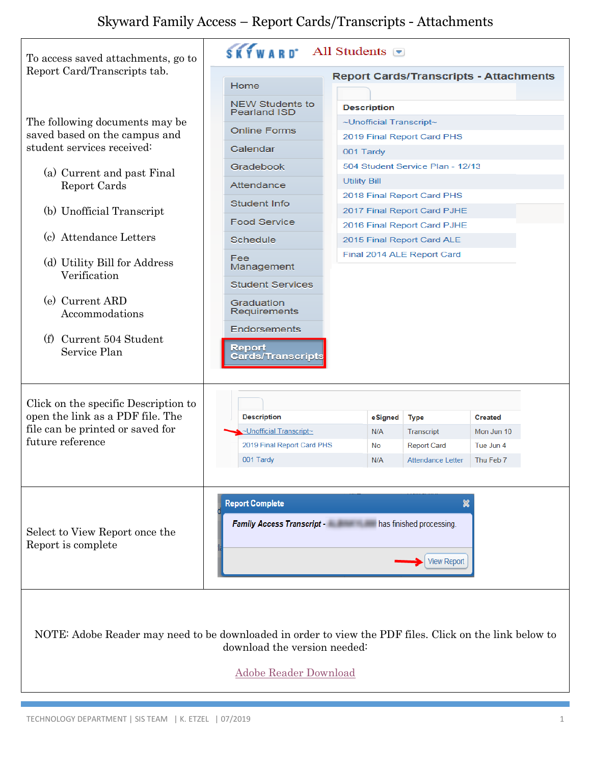# Skyward Family Access – Report Cards/Transcripts - Attachments

To access saved attachments, go to Report Card/Transcripts tab.

The following documents may be saved based on the campus and student services received:

(a) Current and past Final Report Cards

(b) Unofficial Transcript

(c) Attendance Letters

(d) Utility Bill for Address Verification

(e) Current ARD Accommodations

(f) Current 504 Student Service Plan

Click on the specific Description to open the link as a PDF file. The file can be printed or saved for future reference

Select to View Report once the Report is complete

NOTE: Adobe Reader may need to be downloaded in order to view the PDF files. Click on the link below to download the version needed:

Adobe Reader Download

TECHNOLOGY DEPARTMENT | SIS TEAM | K. ETZEL | 07/2019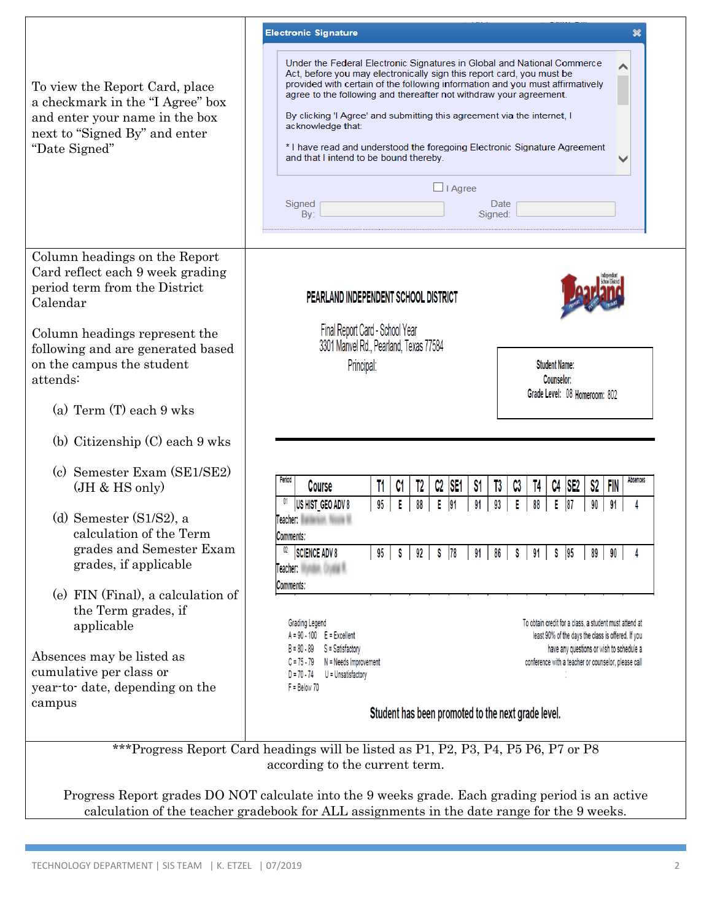To view the Report Card, place a checkmark in the "I Agree" box and enter your name in the box next to "Signed By" and enter "Date Signed"

**Electronic Signature**

Under the Federal Electronic Signatures in Global and National Commerce Act, before you may electronically sign this report card, you must be provided with certain of the following information and you must affirmatively agree to the following and thereafter not withdraw your agreement.

By clicking 'I Agree' and submitting this agreement via the internet, I acknowledge that:

* I have read and understood the foregoing Electronic Signature Agreement and that I intend to be bound thereby.

☐ I Agree

Signed By: ________ Date Signed: ________

Column headings on the Report Card reflect each 9 week grading period term from the District Calendar

Column headings represent the following and are generated based on the campus the student attends:

(a) Term (T) each 9 wks

(b) Citizenship (C) each 9 wks

(c) Semester Exam (SE1/SE2) (JH & HS only)

(d) Semester (S1/S2), a calculation of the Term grades and Semester Exam grades, if applicable

(e) FIN (Final), a calculation of the Term grades, if applicable

Absences may be listed as cumulative per class or year-to- date, depending on the campus

**PEARLAND INDEPENDENT SCHOOL DISTRICT**

Final Report Card - School Year
3301 Manvel Rd., Pearland, Texas 77584
Principal:

Student Name:
Counselor:
Grade Level: 08 Homeroom: 802

| Period | Course | T1 | C1 | T2 | C2 | SE1 | S1 | T3 | C3 | T4 | C4 | SE2 | S2 | FIN | Absences |
|---|---|---|---|---|---|---|---|---|---|---|---|---|---|---|---|
| 01 | US HIST_GEO ADV 8 | 95 | E | 88 | E | 91 | 91 | 93 | E | 88 | E | 87 | 90 | 91 | 4 |
| Teacher: | | | | | | | | | | | | | | | |
| Comments: | | | | | | | | | | | | | | | |
| 02 | SCIENCE ADV 8 | 95 | S | 92 | S | 78 | 91 | 86 | S | 91 | S | 95 | 89 | 90 | 4 |
| Teacher: | | | | | | | | | | | | | | | |
| Comments: | | | | | | | | | | | | | | | |

Grading Legend
A = 90 - 100 E = Excellent
B = 80 - 89 S = Satisfactory
C = 75 - 79 N = Needs Improvement
D = 70 - 74 U = Unsatisfactory
F = Below 70

To obtain credit for a class, a student must attend at least 90% of the days the class is offered. If you have any questions or wish to schedule a conference with a teacher or counselor, please call

Student has been promoted to the next grade level.

***Progress Report Card headings will be listed as P1, P2, P3, P4, P5 P6, P7 or P8 according to the current term.

Progress Report grades DO NOT calculate into the 9 weeks grade. Each grading period is an active calculation of the teacher gradebook for ALL assignments in the date range for the 9 weeks.